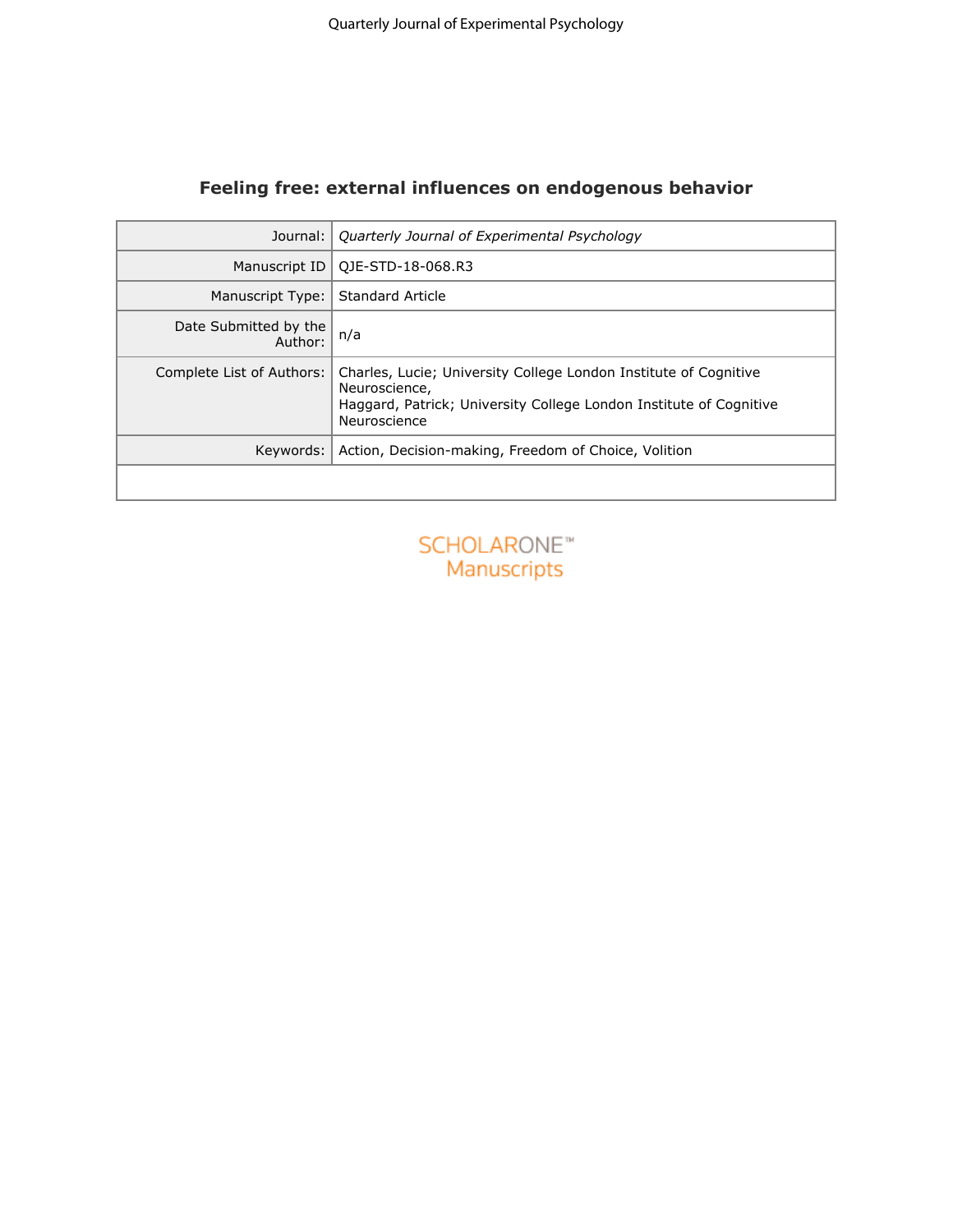# Feeling free: external influences on endogenous behavior

| | |
|---|---|
| Journal: | *Quarterly Journal of Experimental Psychology* |
| Manuscript ID | QJE-STD-18-068.R3 |
| Manuscript Type: | Standard Article |
| Date Submitted by the Author: | n/a |
| Complete List of Authors: | Charles, Lucie; University College London Institute of Cognitive Neuroscience, Haggard, Patrick; University College London Institute of Cognitive Neuroscience |
| Keywords: | Action, Decision-making, Freedom of Choice, Volition |
| | |

SCHOLARONE™ Manuscripts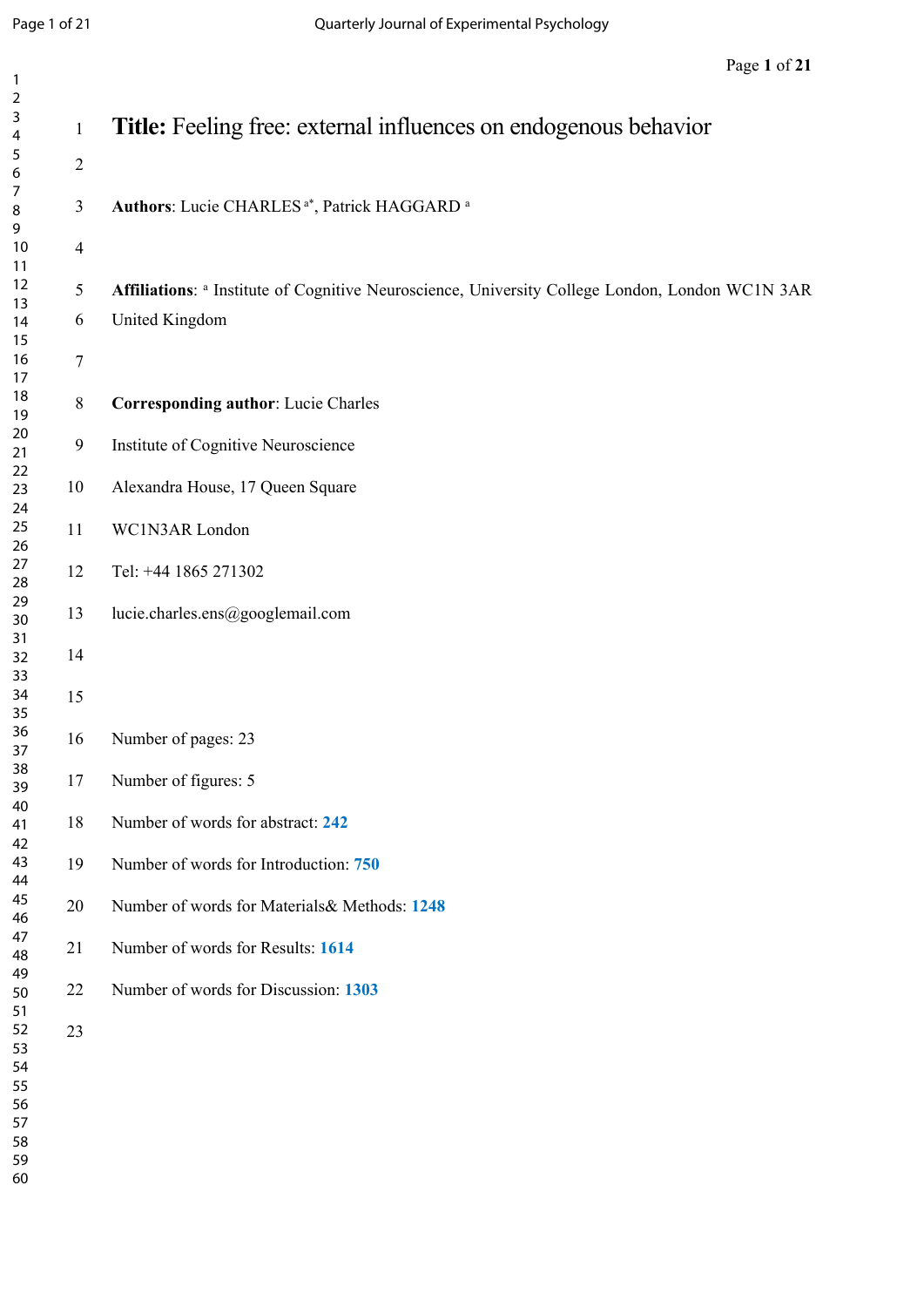**Title:** Feeling free: external influences on endogenous behavior

**Authors**: Lucie CHARLES [a*], Patrick HAGGARD [a]

**Affiliations**: [a] Institute of Cognitive Neuroscience, University College London, London WC1N 3AR United Kingdom

**Corresponding author**: Lucie Charles

Institute of Cognitive Neuroscience

Alexandra House, 17 Queen Square

WC1N3AR London

Tel: +44 1865 271302

lucie.charles.ens@googlemail.com

Number of pages: 23

Number of figures: 5

Number of words for abstract: **242**

Number of words for Introduction: **750**

Number of words for Materials& Methods: **1248**

Number of words for Results: **1614**

Number of words for Discussion: **1303**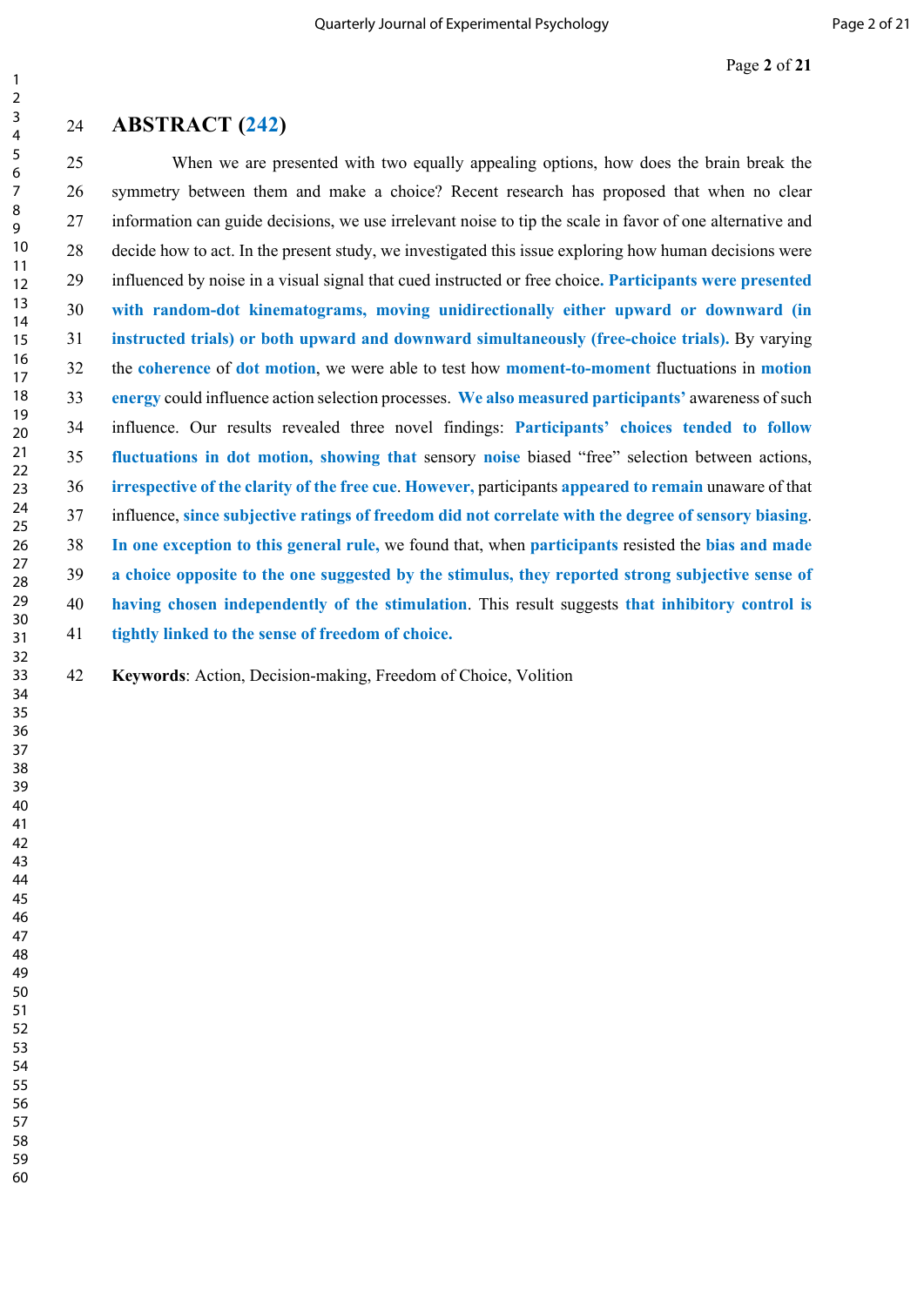# ABSTRACT (242)

When we are presented with two equally appealing options, how does the brain break the symmetry between them and make a choice? Recent research has proposed that when no clear information can guide decisions, we use irrelevant noise to tip the scale in favor of one alternative and decide how to act. In the present study, we investigated this issue exploring how human decisions were influenced by noise in a visual signal that cued instructed or free choice**. Participants were presented with random-dot kinematograms, moving unidirectionally either upward or downward (in instructed trials) or both upward and downward simultaneously (free-choice trials).** By varying the **coherence** of **dot motion**, we were able to test how **moment-to-moment** fluctuations in **motion energy** could influence action selection processes. **We also measured participants'** awareness of such influence. Our results revealed three novel findings: **Participants' choices tended to follow fluctuations in dot motion, showing that** sensory **noise** biased "free" selection between actions, **irrespective of the clarity of the free cue**. **However,** participants **appeared to remain** unaware of that influence, **since subjective ratings of freedom did not correlate with the degree of sensory biasing**. **In one exception to this general rule,** we found that, when **participants** resisted the **bias and made a choice opposite to the one suggested by the stimulus, they reported strong subjective sense of having chosen independently of the stimulation**. This result suggests **that inhibitory control is tightly linked to the sense of freedom of choice.**

**Keywords**: Action, Decision-making, Freedom of Choice, Volition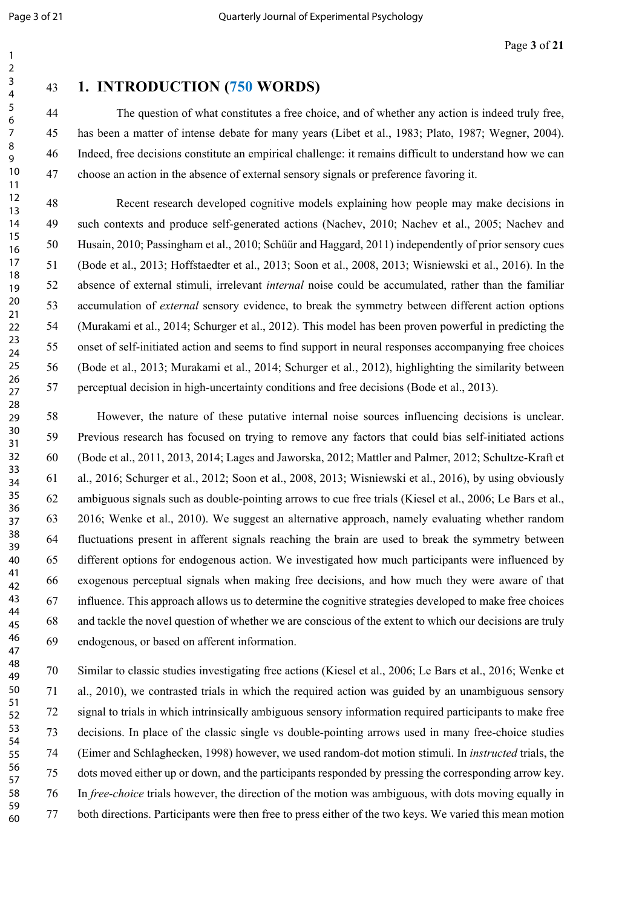# 1. INTRODUCTION (750 WORDS)

The question of what constitutes a free choice, and of whether any action is indeed truly free, has been a matter of intense debate for many years (Libet et al., 1983; Plato, 1987; Wegner, 2004). Indeed, free decisions constitute an empirical challenge: it remains difficult to understand how we can choose an action in the absence of external sensory signals or preference favoring it.

Recent research developed cognitive models explaining how people may make decisions in such contexts and produce self-generated actions (Nachev, 2010; Nachev et al., 2005; Nachev and Husain, 2010; Passingham et al., 2010; Schüür and Haggard, 2011) independently of prior sensory cues (Bode et al., 2013; Hoffstaedter et al., 2013; Soon et al., 2008, 2013; Wisniewski et al., 2016). In the absence of external stimuli, irrelevant *internal* noise could be accumulated, rather than the familiar accumulation of *external* sensory evidence, to break the symmetry between different action options (Murakami et al., 2014; Schurger et al., 2012). This model has been proven powerful in predicting the onset of self-initiated action and seems to find support in neural responses accompanying free choices (Bode et al., 2013; Murakami et al., 2014; Schurger et al., 2012), highlighting the similarity between perceptual decision in high-uncertainty conditions and free decisions (Bode et al., 2013).

However, the nature of these putative internal noise sources influencing decisions is unclear. Previous research has focused on trying to remove any factors that could bias self-initiated actions (Bode et al., 2011, 2013, 2014; Lages and Jaworska, 2012; Mattler and Palmer, 2012; Schultze-Kraft et al., 2016; Schurger et al., 2012; Soon et al., 2008, 2013; Wisniewski et al., 2016), by using obviously ambiguous signals such as double-pointing arrows to cue free trials (Kiesel et al., 2006; Le Bars et al., 2016; Wenke et al., 2010). We suggest an alternative approach, namely evaluating whether random fluctuations present in afferent signals reaching the brain are used to break the symmetry between different options for endogenous action. We investigated how much participants were influenced by exogenous perceptual signals when making free decisions, and how much they were aware of that influence. This approach allows us to determine the cognitive strategies developed to make free choices and tackle the novel question of whether we are conscious of the extent to which our decisions are truly endogenous, or based on afferent information.

Similar to classic studies investigating free actions (Kiesel et al., 2006; Le Bars et al., 2016; Wenke et al., 2010), we contrasted trials in which the required action was guided by an unambiguous sensory signal to trials in which intrinsically ambiguous sensory information required participants to make free decisions. In place of the classic single vs double-pointing arrows used in many free-choice studies (Eimer and Schlaghecken, 1998) however, we used random-dot motion stimuli. In *instructed* trials, the dots moved either up or down, and the participants responded by pressing the corresponding arrow key. In *free-choice* trials however, the direction of the motion was ambiguous, with dots moving equally in both directions. Participants were then free to press either of the two keys. We varied this mean motion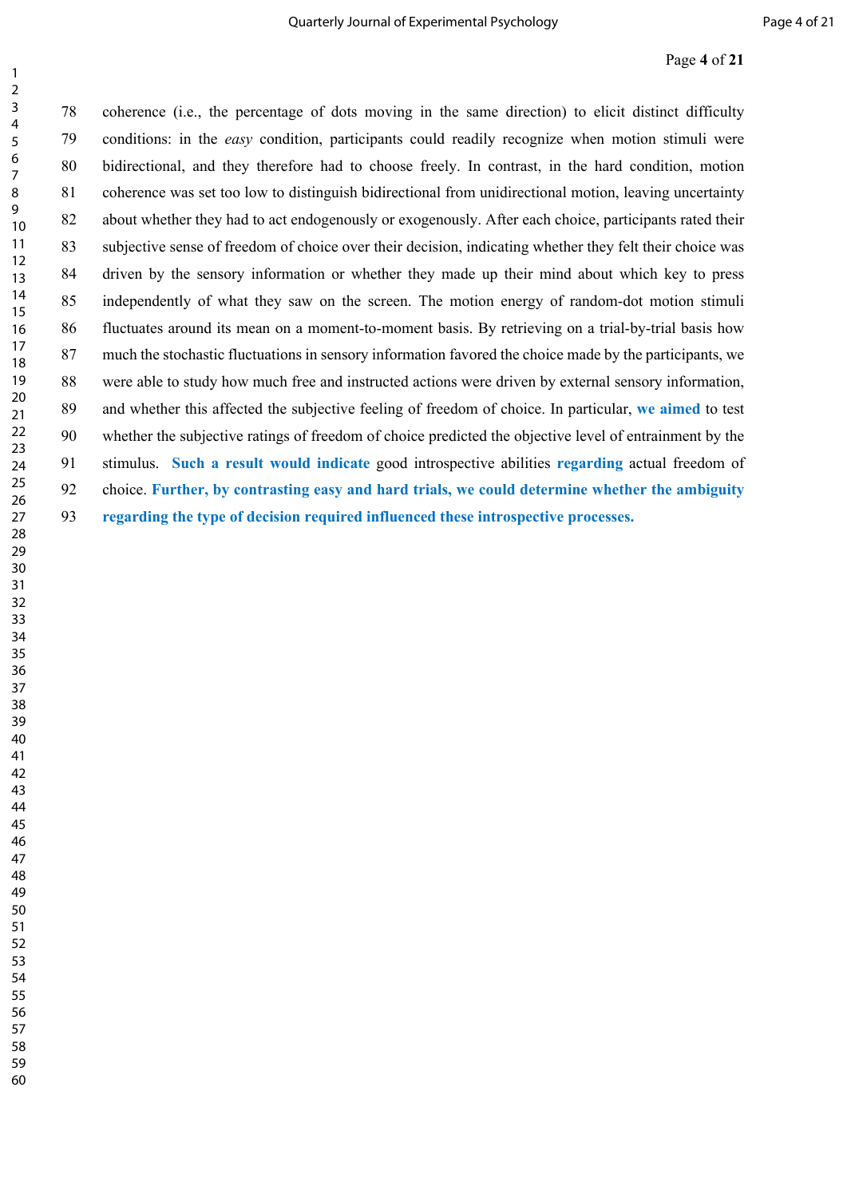coherence (i.e., the percentage of dots moving in the same direction) to elicit distinct difficulty conditions: in the *easy* condition, participants could readily recognize when motion stimuli were bidirectional, and they therefore had to choose freely. In contrast, in the hard condition, motion coherence was set too low to distinguish bidirectional from unidirectional motion, leaving uncertainty about whether they had to act endogenously or exogenously. After each choice, participants rated their subjective sense of freedom of choice over their decision, indicating whether they felt their choice was driven by the sensory information or whether they made up their mind about which key to press independently of what they saw on the screen. The motion energy of random-dot motion stimuli fluctuates around its mean on a moment-to-moment basis. By retrieving on a trial-by-trial basis how much the stochastic fluctuations in sensory information favored the choice made by the participants, we were able to study how much free and instructed actions were driven by external sensory information, and whether this affected the subjective feeling of freedom of choice. In particular, **we aimed** to test whether the subjective ratings of freedom of choice predicted the objective level of entrainment by the stimulus. **Such a result would indicate** good introspective abilities **regarding** actual freedom of choice. **Further, by contrasting easy and hard trials, we could determine whether the ambiguity regarding the type of decision required influenced these introspective processes.**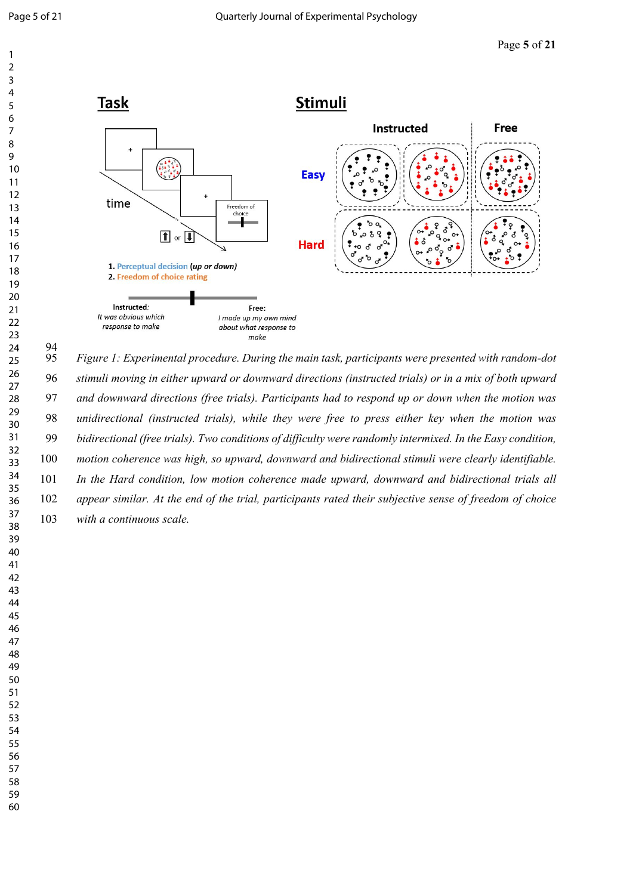## Task

1. Perceptual decision (*up or down*)
2. Freedom of choice rating

Instructed: *It was obvious which response to make*

Free: *I made up my own mind about what response to make*

## Stimuli

Instructed | Free

Easy

Hard

*Figure 1: Experimental procedure. During the main task, participants were presented with random-dot stimuli moving in either upward or downward directions (instructed trials) or in a mix of both upward and downward directions (free trials). Participants had to respond up or down when the motion was unidirectional (instructed trials), while they were free to press either key when the motion was bidirectional (free trials). Two conditions of difficulty were randomly intermixed. In the Easy condition, motion coherence was high, so upward, downward and bidirectional stimuli were clearly identifiable. In the Hard condition, low motion coherence made upward, downward and bidirectional trials all appear similar. At the end of the trial, participants rated their subjective sense of freedom of choice with a continuous scale.*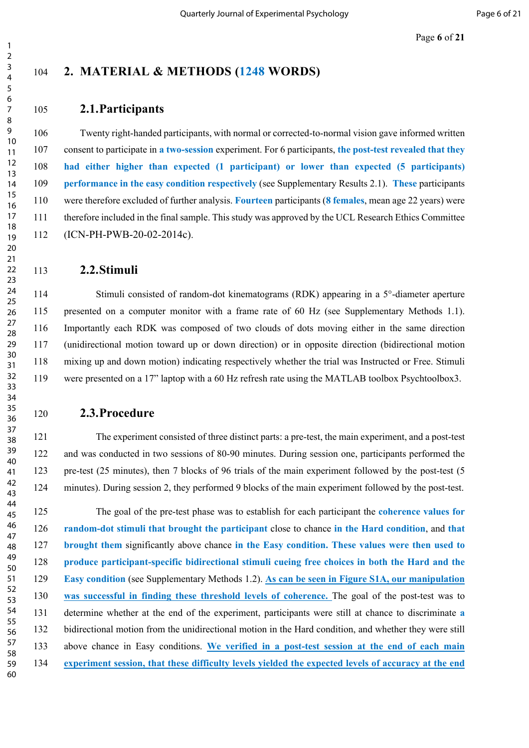## 2. MATERIAL & METHODS (1248 WORDS)

### 2.1. Participants

Twenty right-handed participants, with normal or corrected-to-normal vision gave informed written consent to participate in **a two-session** experiment. For 6 participants, **the post-test revealed that they had either higher than expected (1 participant) or lower than expected (5 participants) performance in the easy condition respectively** (see Supplementary Results 2.1). **These** participants were therefore excluded of further analysis. **Fourteen** participants (**8 females**, mean age 22 years) were therefore included in the final sample. This study was approved by the UCL Research Ethics Committee (ICN-PH-PWB-20-02-2014c).

### 2.2. Stimuli

Stimuli consisted of random-dot kinematograms (RDK) appearing in a 5°-diameter aperture presented on a computer monitor with a frame rate of 60 Hz (see Supplementary Methods 1.1). Importantly each RDK was composed of two clouds of dots moving either in the same direction (unidirectional motion toward up or down direction) or in opposite direction (bidirectional motion mixing up and down motion) indicating respectively whether the trial was Instructed or Free. Stimuli were presented on a 17" laptop with a 60 Hz refresh rate using the MATLAB toolbox Psychtoolbox3.

### 2.3. Procedure

The experiment consisted of three distinct parts: a pre-test, the main experiment, and a post-test and was conducted in two sessions of 80-90 minutes. During session one, participants performed the pre-test (25 minutes), then 7 blocks of 96 trials of the main experiment followed by the post-test (5 minutes). During session 2, they performed 9 blocks of the main experiment followed by the post-test.

The goal of the pre-test phase was to establish for each participant the **coherence values for random-dot stimuli that brought the participant** close to chance **in the Hard condition**, and **that brought them** significantly above chance **in the Easy condition. These values were then used to produce participant-specific bidirectional stimuli cueing free choices in both the Hard and the Easy condition** (see Supplementary Methods 1.2). **As can be seen in Figure S1A, our manipulation was successful in finding these threshold levels of coherence.** The goal of the post-test was to determine whether at the end of the experiment, participants were still at chance to discriminate **a** bidirectional motion from the unidirectional motion in the Hard condition, and whether they were still above chance in Easy conditions. **We verified in a post-test session at the end of each main experiment session, that these difficulty levels yielded the expected levels of accuracy at the end**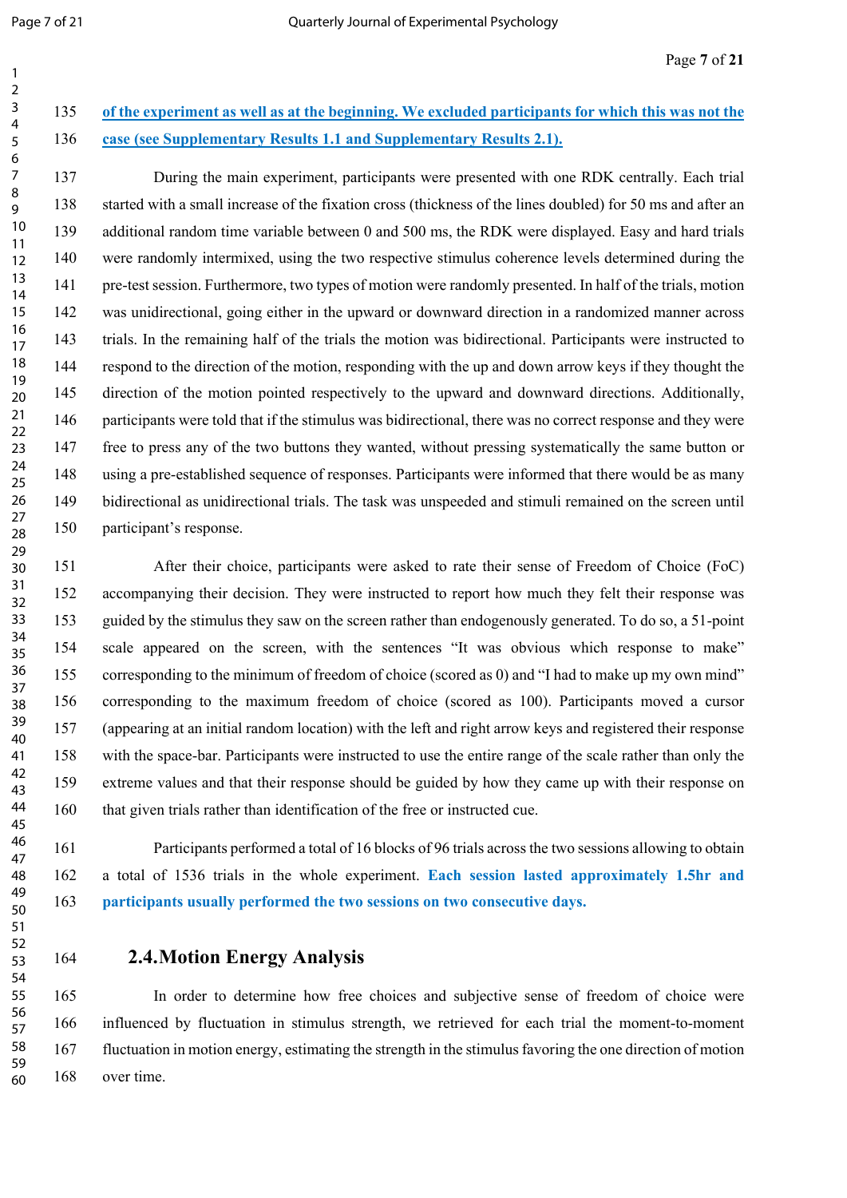**of the experiment as well as at the beginning. We excluded participants for which this was not the case (see Supplementary Results 1.1 and Supplementary Results 2.1).**

During the main experiment, participants were presented with one RDK centrally. Each trial started with a small increase of the fixation cross (thickness of the lines doubled) for 50 ms and after an additional random time variable between 0 and 500 ms, the RDK were displayed. Easy and hard trials were randomly intermixed, using the two respective stimulus coherence levels determined during the pre-test session. Furthermore, two types of motion were randomly presented. In half of the trials, motion was unidirectional, going either in the upward or downward direction in a randomized manner across trials. In the remaining half of the trials the motion was bidirectional. Participants were instructed to respond to the direction of the motion, responding with the up and down arrow keys if they thought the direction of the motion pointed respectively to the upward and downward directions. Additionally, participants were told that if the stimulus was bidirectional, there was no correct response and they were free to press any of the two buttons they wanted, without pressing systematically the same button or using a pre-established sequence of responses. Participants were informed that there would be as many bidirectional as unidirectional trials. The task was unspeeded and stimuli remained on the screen until participant's response.

After their choice, participants were asked to rate their sense of Freedom of Choice (FoC) accompanying their decision. They were instructed to report how much they felt their response was guided by the stimulus they saw on the screen rather than endogenously generated. To do so, a 51-point scale appeared on the screen, with the sentences "It was obvious which response to make" corresponding to the minimum of freedom of choice (scored as 0) and "I had to make up my own mind" corresponding to the maximum freedom of choice (scored as 100). Participants moved a cursor (appearing at an initial random location) with the left and right arrow keys and registered their response with the space-bar. Participants were instructed to use the entire range of the scale rather than only the extreme values and that their response should be guided by how they came up with their response on that given trials rather than identification of the free or instructed cue.

Participants performed a total of 16 blocks of 96 trials across the two sessions allowing to obtain a total of 1536 trials in the whole experiment. **Each session lasted approximately 1.5hr and participants usually performed the two sessions on two consecutive days.**

## 2.4. Motion Energy Analysis

In order to determine how free choices and subjective sense of freedom of choice were influenced by fluctuation in stimulus strength, we retrieved for each trial the moment-to-moment fluctuation in motion energy, estimating the strength in the stimulus favoring the one direction of motion over time.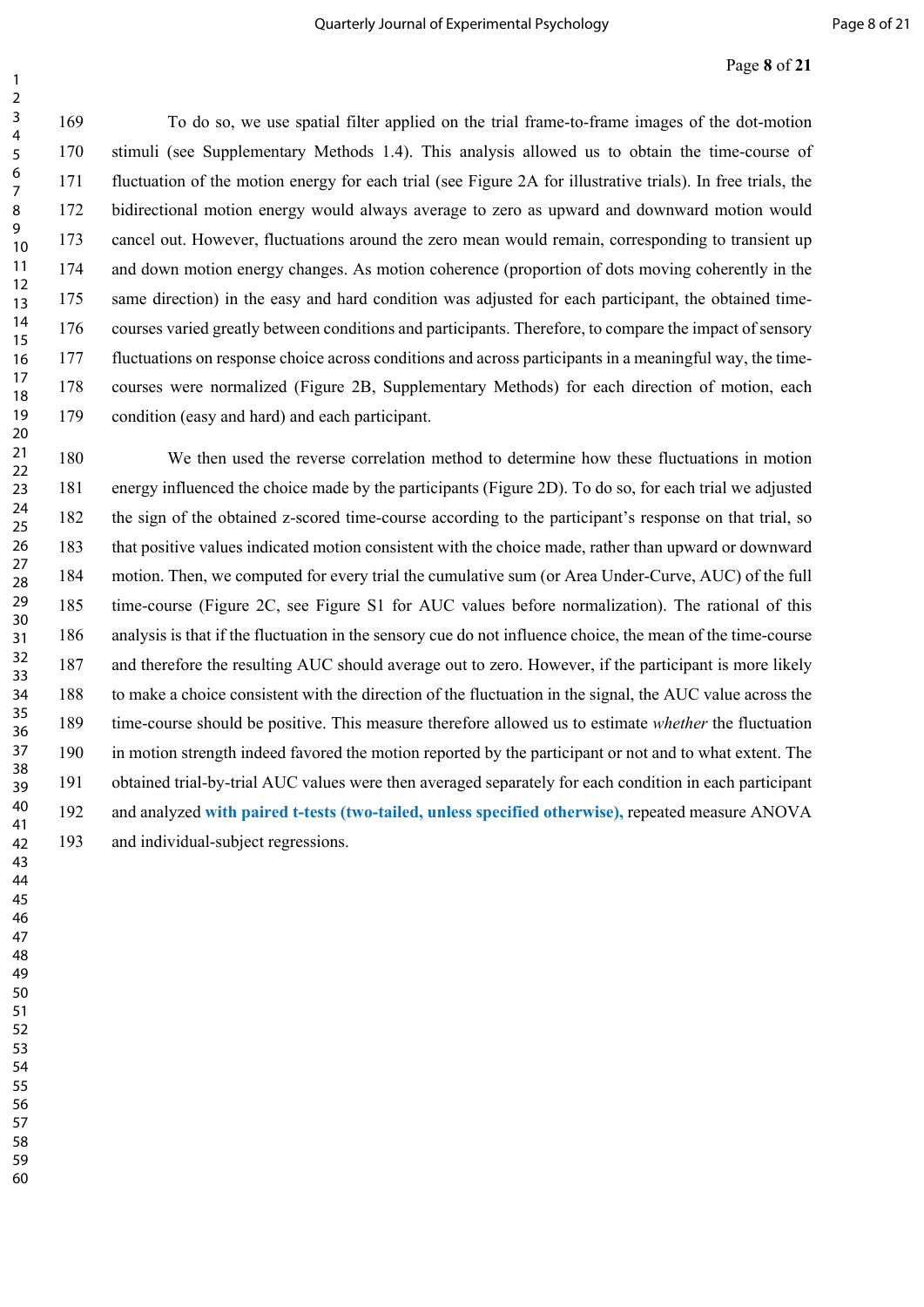To do so, we use spatial filter applied on the trial frame-to-frame images of the dot-motion stimuli (see Supplementary Methods 1.4). This analysis allowed us to obtain the time-course of fluctuation of the motion energy for each trial (see Figure 2A for illustrative trials). In free trials, the bidirectional motion energy would always average to zero as upward and downward motion would cancel out. However, fluctuations around the zero mean would remain, corresponding to transient up and down motion energy changes. As motion coherence (proportion of dots moving coherently in the same direction) in the easy and hard condition was adjusted for each participant, the obtained time-courses varied greatly between conditions and participants. Therefore, to compare the impact of sensory fluctuations on response choice across conditions and across participants in a meaningful way, the time-courses were normalized (Figure 2B, Supplementary Methods) for each direction of motion, each condition (easy and hard) and each participant.

We then used the reverse correlation method to determine how these fluctuations in motion energy influenced the choice made by the participants (Figure 2D). To do so, for each trial we adjusted the sign of the obtained z-scored time-course according to the participant's response on that trial, so that positive values indicated motion consistent with the choice made, rather than upward or downward motion. Then, we computed for every trial the cumulative sum (or Area Under-Curve, AUC) of the full time-course (Figure 2C, see Figure S1 for AUC values before normalization). The rational of this analysis is that if the fluctuation in the sensory cue do not influence choice, the mean of the time-course and therefore the resulting AUC should average out to zero. However, if the participant is more likely to make a choice consistent with the direction of the fluctuation in the signal, the AUC value across the time-course should be positive. This measure therefore allowed us to estimate *whether* the fluctuation in motion strength indeed favored the motion reported by the participant or not and to what extent. The obtained trial-by-trial AUC values were then averaged separately for each condition in each participant and analyzed **with paired t-tests (two-tailed, unless specified otherwise),** repeated measure ANOVA and individual-subject regressions.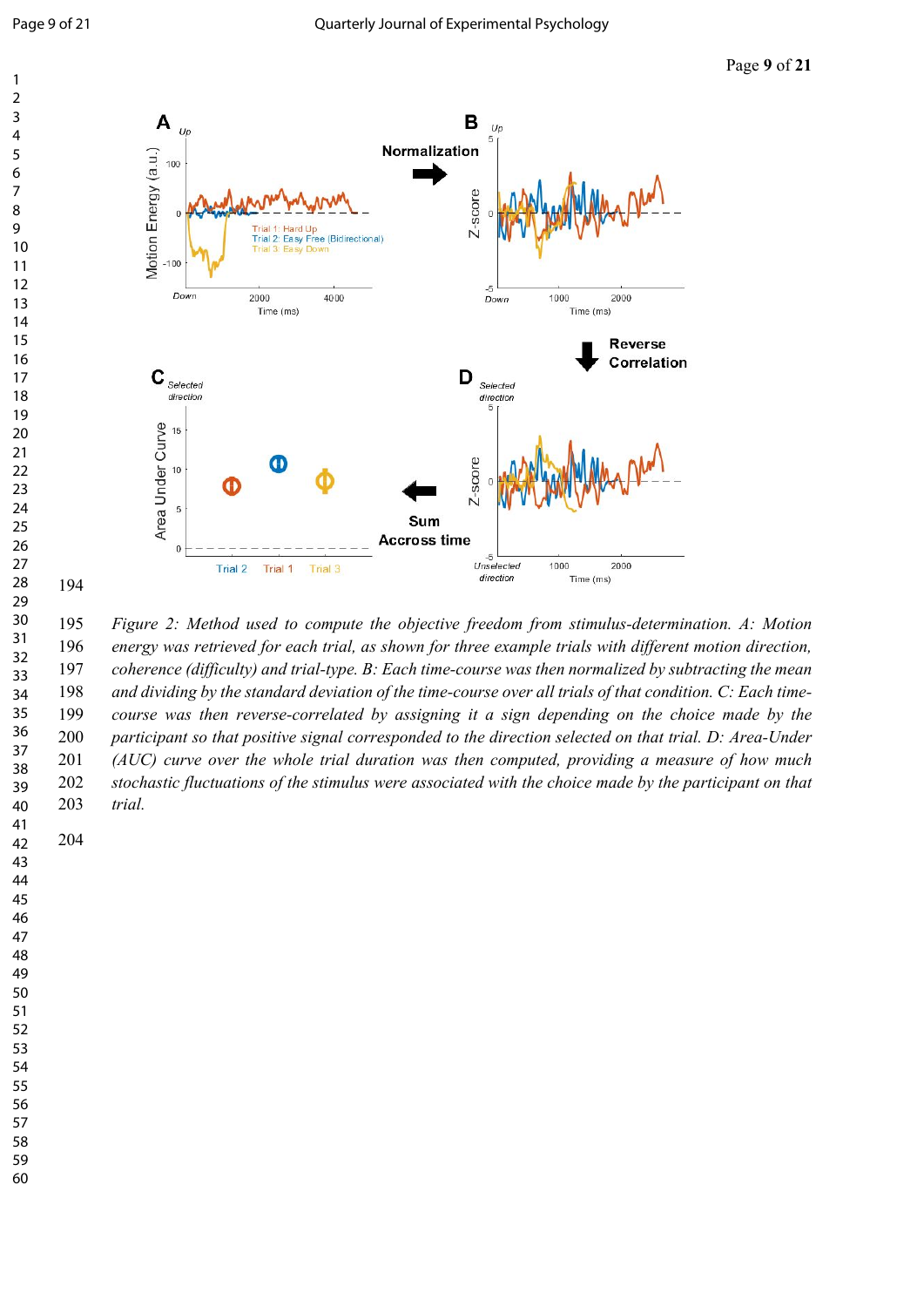Figure 2: Method used to compute the objective freedom from stimulus-determination. A: Motion energy was retrieved for each trial, as shown for three example trials with different motion direction, coherence (difficulty) and trial-type. B: Each time-course was then normalized by subtracting the mean and dividing by the standard deviation of the time-course over all trials of that condition. C: Each time-course was then reverse-correlated by assigning it a sign depending on the choice made by the participant so that positive signal corresponded to the direction selected on that trial. D: Area-Under (AUC) curve over the whole trial duration was then computed, providing a measure of how much stochastic fluctuations of the stimulus were associated with the choice made by the participant on that trial.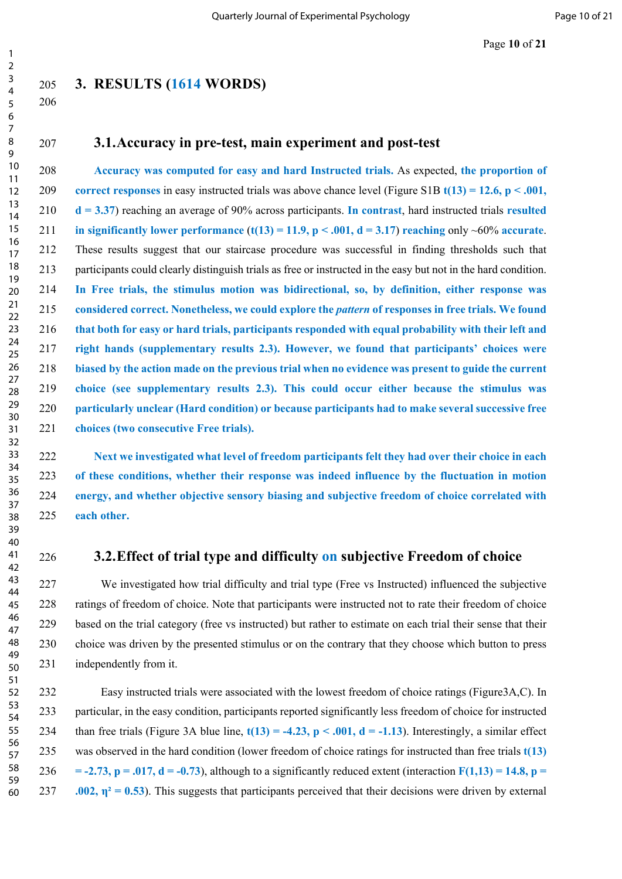## 3. RESULTS (1614 WORDS)

### 3.1. Accuracy in pre-test, main experiment and post-test

**Accuracy was computed for easy and hard Instructed trials.** As expected, **the proportion of correct responses** in easy instructed trials was above chance level (Figure S1B **$t(13) = 12.6$, $p < .001$, $d = 3.37$**) reaching an average of 90% across participants. **In contrast**, hard instructed trials **resulted in significantly lower performance** (**$t(13) = 11.9$, $p < .001$, $d = 3.17$**) **reaching** only ~60% **accurate**. These results suggest that our staircase procedure was successful in finding thresholds such that participants could clearly distinguish trials as free or instructed in the easy but not in the hard condition. **In Free trials, the stimulus motion was bidirectional, so, by definition, either response was considered correct. Nonetheless, we could explore the *pattern* of responses in free trials. We found that both for easy or hard trials, participants responded with equal probability with their left and right hands (supplementary results 2.3). However, we found that participants' choices were biased by the action made on the previous trial when no evidence was present to guide the current choice (see supplementary results 2.3). This could occur either because the stimulus was particularly unclear (Hard condition) or because participants had to make several successive free choices (two consecutive Free trials).**

**Next we investigated what level of freedom participants felt they had over their choice in each of these conditions, whether their response was indeed influence by the fluctuation in motion energy, and whether objective sensory biasing and subjective freedom of choice correlated with each other.**

### 3.2. Effect of trial type and difficulty on subjective Freedom of choice

We investigated how trial difficulty and trial type (Free vs Instructed) influenced the subjective ratings of freedom of choice. Note that participants were instructed not to rate their freedom of choice based on the trial category (free vs instructed) but rather to estimate on each trial their sense that their choice was driven by the presented stimulus or on the contrary that they choose which button to press independently from it.

Easy instructed trials were associated with the lowest freedom of choice ratings (Figure3A,C). In particular, in the easy condition, participants reported significantly less freedom of choice for instructed than free trials (Figure 3A blue line, **$t(13) = -4.23$, $p < .001$, $d = -1.13$**). Interestingly, a similar effect was observed in the hard condition (lower freedom of choice ratings for instructed than free trials **$t(13) = -2.73$, $p = .017$, $d = -0.73$**), although to a significantly reduced extent (interaction **$F(1,13) = 14.8$, $p = .002$, $\eta^2 = 0.53$**). This suggests that participants perceived that their decisions were driven by external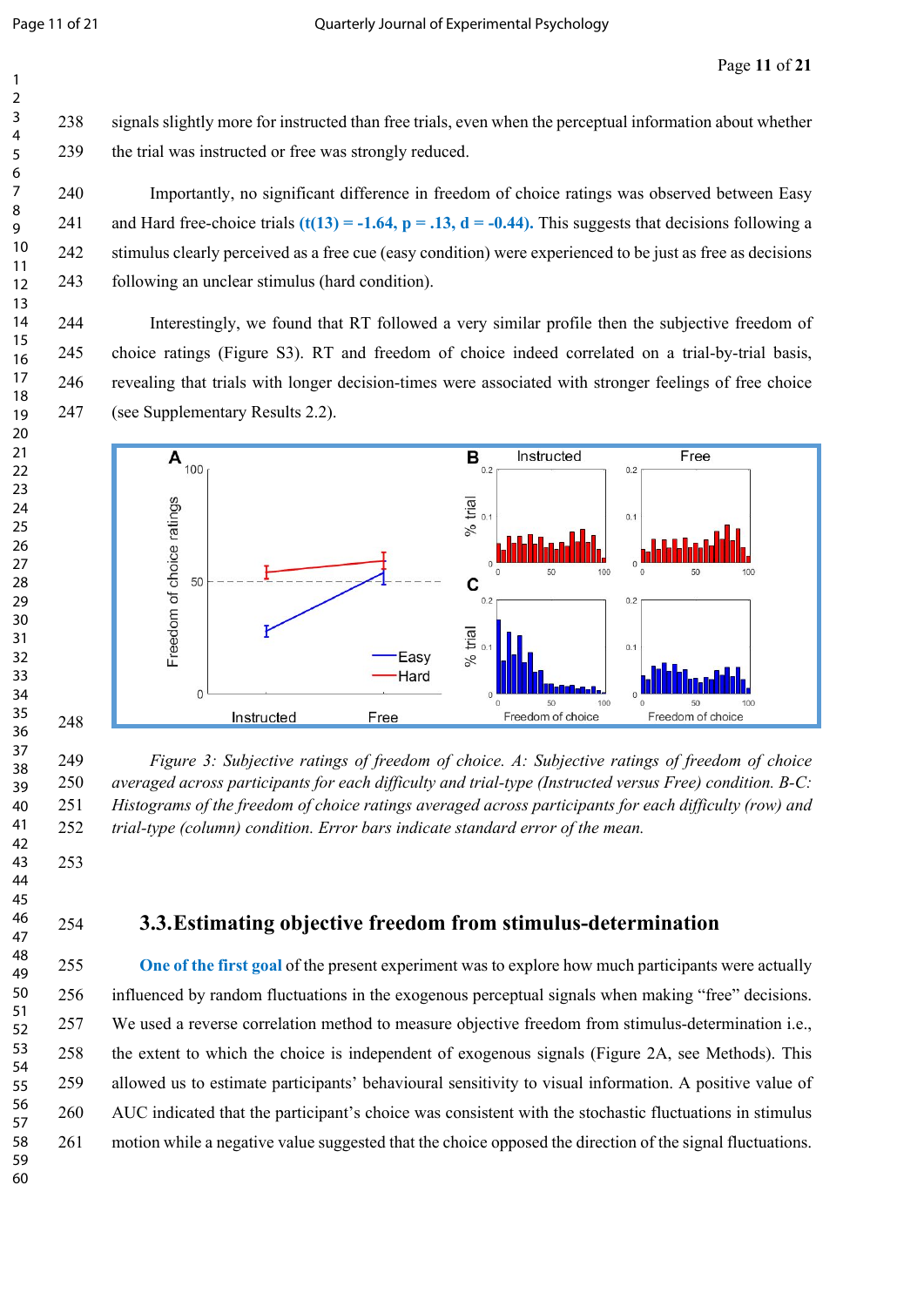signals slightly more for instructed than free trials, even when the perceptual information about whether the trial was instructed or free was strongly reduced.

Importantly, no significant difference in freedom of choice ratings was observed between Easy and Hard free-choice trials **($t(13) = -1.64$, $p = .13$, $d = -0.44$).** This suggests that decisions following a stimulus clearly perceived as a free cue (easy condition) were experienced to be just as free as decisions following an unclear stimulus (hard condition).

Interestingly, we found that RT followed a very similar profile then the subjective freedom of choice ratings (Figure S3). RT and freedom of choice indeed correlated on a trial-by-trial basis, revealing that trials with longer decision-times were associated with stronger feelings of free choice (see Supplementary Results 2.2).

*Figure 3: Subjective ratings of freedom of choice. A: Subjective ratings of freedom of choice averaged across participants for each difficulty and trial-type (Instructed versus Free) condition. B-C: Histograms of the freedom of choice ratings averaged across participants for each difficulty (row) and trial-type (column) condition. Error bars indicate standard error of the mean.*

## 3.3. Estimating objective freedom from stimulus-determination

**One of the first goal** of the present experiment was to explore how much participants were actually influenced by random fluctuations in the exogenous perceptual signals when making "free" decisions. We used a reverse correlation method to measure objective freedom from stimulus-determination i.e., the extent to which the choice is independent of exogenous signals (Figure 2A, see Methods). This allowed us to estimate participants' behavioural sensitivity to visual information. A positive value of AUC indicated that the participant's choice was consistent with the stochastic fluctuations in stimulus motion while a negative value suggested that the choice opposed the direction of the signal fluctuations.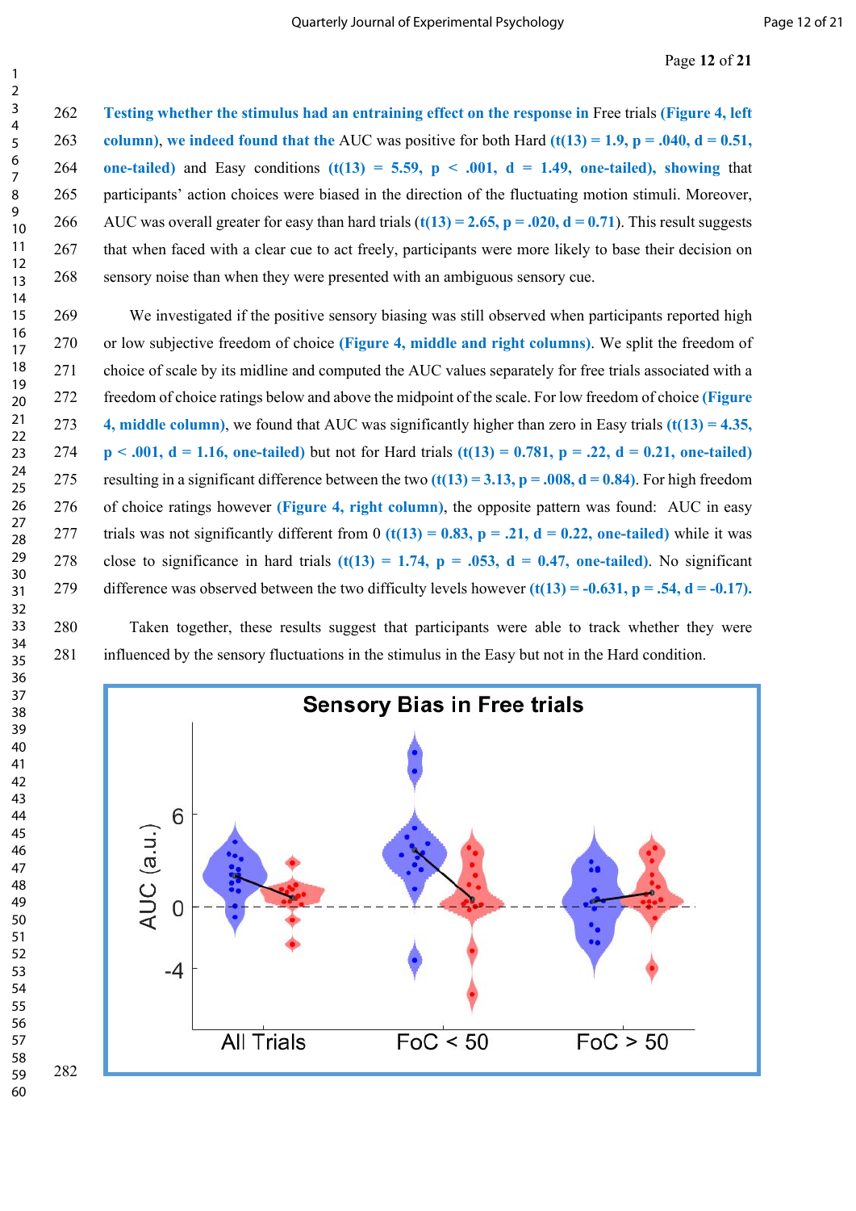Testing whether the stimulus had an entraining effect on the response in Free trials (Figure 4, left column), we indeed found that the AUC was positive for both Hard ($t(13) = 1.9$, $p = .040$, $d = 0.51$, one-tailed) and Easy conditions ($t(13) = 5.59$, $p < .001$, $d = 1.49$, one-tailed), showing that participants' action choices were biased in the direction of the fluctuating motion stimuli. Moreover, AUC was overall greater for easy than hard trials ($t(13) = 2.65$, $p = .020$, $d = 0.71$). This result suggests that when faced with a clear cue to act freely, participants were more likely to base their decision on sensory noise than when they were presented with an ambiguous sensory cue.

We investigated if the positive sensory biasing was still observed when participants reported high or low subjective freedom of choice (Figure 4, middle and right columns). We split the freedom of choice of scale by its midline and computed the AUC values separately for free trials associated with a freedom of choice ratings below and above the midpoint of the scale. For low freedom of choice (Figure 4, middle column), we found that AUC was significantly higher than zero in Easy trials ($t(13) = 4.35$, $p < .001$, $d = 1.16$, one-tailed) but not for Hard trials ($t(13) = 0.781$, $p = .22$, $d = 0.21$, one-tailed) resulting in a significant difference between the two ($t(13) = 3.13$, $p = .008$, $d = 0.84$). For high freedom of choice ratings however (Figure 4, right column), the opposite pattern was found: AUC in easy trials was not significantly different from 0 ($t(13) = 0.83$, $p = .21$, $d = 0.22$, one-tailed) while it was close to significance in hard trials ($t(13) = 1.74$, $p = .053$, $d = 0.47$, one-tailed). No significant difference was observed between the two difficulty levels however ($t(13) = -0.631$, $p = .54$, $d = -0.17$).

Taken together, these results suggest that participants were able to track whether they were influenced by the sensory fluctuations in the stimulus in the Easy but not in the Hard condition.

**Sensory Bias in Free trials**

[Figure: violin plots of AUC (a.u.) for All Trials, FoC < 50, FoC > 50]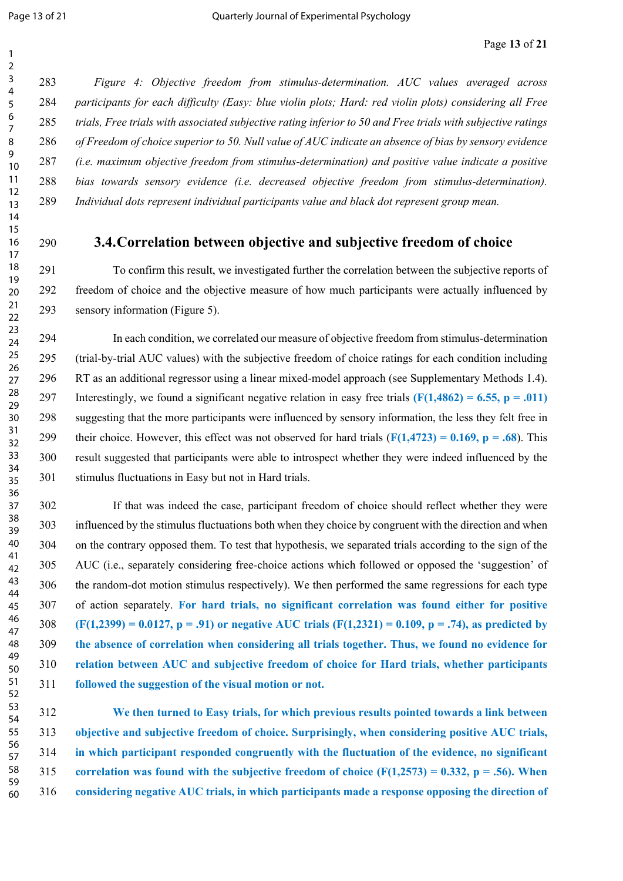*Figure 4: Objective freedom from stimulus-determination. AUC values averaged across participants for each difficulty (Easy: blue violin plots; Hard: red violin plots) considering all Free trials, Free trials with associated subjective rating inferior to 50 and Free trials with subjective ratings of Freedom of choice superior to 50. Null value of AUC indicate an absence of bias by sensory evidence (i.e. maximum objective freedom from stimulus-determination) and positive value indicate a positive bias towards sensory evidence (i.e. decreased objective freedom from stimulus-determination). Individual dots represent individual participants value and black dot represent group mean.*

### 3.4. Correlation between objective and subjective freedom of choice

To confirm this result, we investigated further the correlation between the subjective reports of freedom of choice and the objective measure of how much participants were actually influenced by sensory information (Figure 5).

In each condition, we correlated our measure of objective freedom from stimulus-determination (trial-by-trial AUC values) with the subjective freedom of choice ratings for each condition including RT as an additional regressor using a linear mixed-model approach (see Supplementary Methods 1.4). Interestingly, we found a significant negative relation in easy free trials **($F(1,4862) = 6.55$, $p = .011$)** suggesting that the more participants were influenced by sensory information, the less they felt free in their choice. However, this effect was not observed for hard trials (**$F(1,4723) = 0.169$, $p = .68$**). This result suggested that participants were able to introspect whether they were indeed influenced by the stimulus fluctuations in Easy but not in Hard trials.

If that was indeed the case, participant freedom of choice should reflect whether they were influenced by the stimulus fluctuations both when they choice by congruent with the direction and when on the contrary opposed them. To test that hypothesis, we separated trials according to the sign of the AUC (i.e., separately considering free-choice actions which followed or opposed the 'suggestion' of the random-dot motion stimulus respectively). We then performed the same regressions for each type of action separately. **For hard trials, no significant correlation was found either for positive ($F(1,2399) = 0.0127$, $p = .91$) or negative AUC trials ($F(1,2321) = 0.109$, $p = .74$), as predicted by the absence of correlation when considering all trials together. Thus, we found no evidence for relation between AUC and subjective freedom of choice for Hard trials, whether participants followed the suggestion of the visual motion or not.**

**We then turned to Easy trials, for which previous results pointed towards a link between objective and subjective freedom of choice. Surprisingly, when considering positive AUC trials, in which participant responded congruently with the fluctuation of the evidence, no significant correlation was found with the subjective freedom of choice ($F(1,2573) = 0.332$, $p = .56$). When considering negative AUC trials, in which participants made a response opposing the direction of**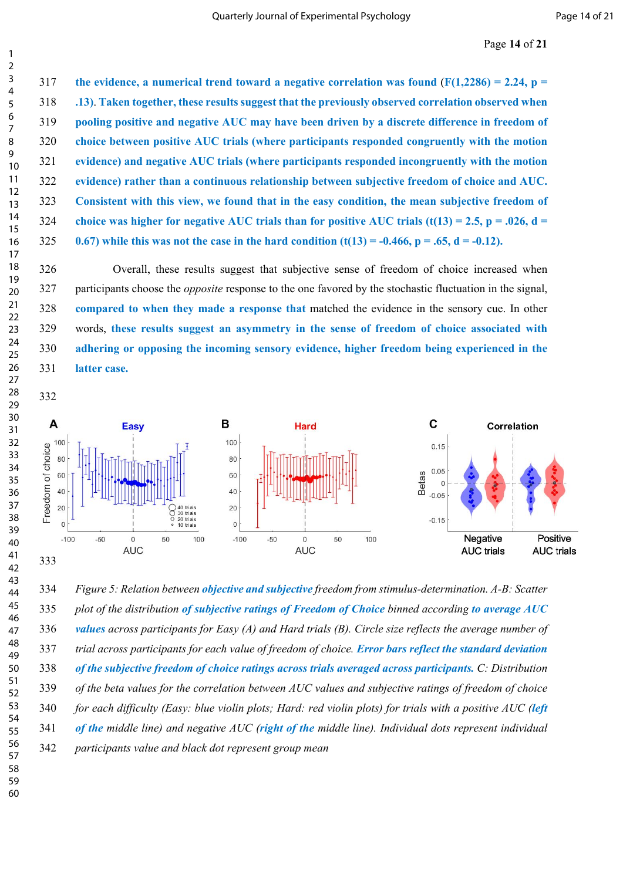the evidence, a numerical trend toward a negative correlation was found ($F(1,2286) = 2.24$, $p = .13$). Taken together, these results suggest that the previously observed correlation observed when pooling positive and negative AUC may have been driven by a discrete difference in freedom of choice between positive AUC trials (where participants responded congruently with the motion evidence) and negative AUC trials (where participants responded incongruently with the motion evidence) rather than a continuous relationship between subjective freedom of choice and AUC. Consistent with this view, we found that in the easy condition, the mean subjective freedom of choice was higher for negative AUC trials than for positive AUC trials ($t(13) = 2.5$, $p = .026$, $d = 0.67$) while this was not the case in the hard condition ($t(13) = -0.466$, $p = .65$, $d = -0.12$).

Overall, these results suggest that subjective sense of freedom of choice increased when participants choose the *opposite* response to the one favored by the stochastic fluctuation in the signal, compared to when they made a response that matched the evidence in the sensory cue. In other words, these results suggest an asymmetry in the sense of freedom of choice associated with adhering or opposing the incoming sensory evidence, higher freedom being experienced in the latter case.

*Figure 5: Relation between objective and subjective freedom from stimulus-determination. A-B: Scatter plot of the distribution of subjective ratings of Freedom of Choice binned according to average AUC values across participants for Easy (A) and Hard trials (B). Circle size reflects the average number of trial across participants for each value of freedom of choice. Error bars reflect the standard deviation of the subjective freedom of choice ratings across trials averaged across participants. C: Distribution of the beta values for the correlation between AUC values and subjective ratings of freedom of choice for each difficulty (Easy: blue violin plots; Hard: red violin plots) for trials with a positive AUC (left of the middle line) and negative AUC (right of the middle line). Individual dots represent individual participants value and black dot represent group mean*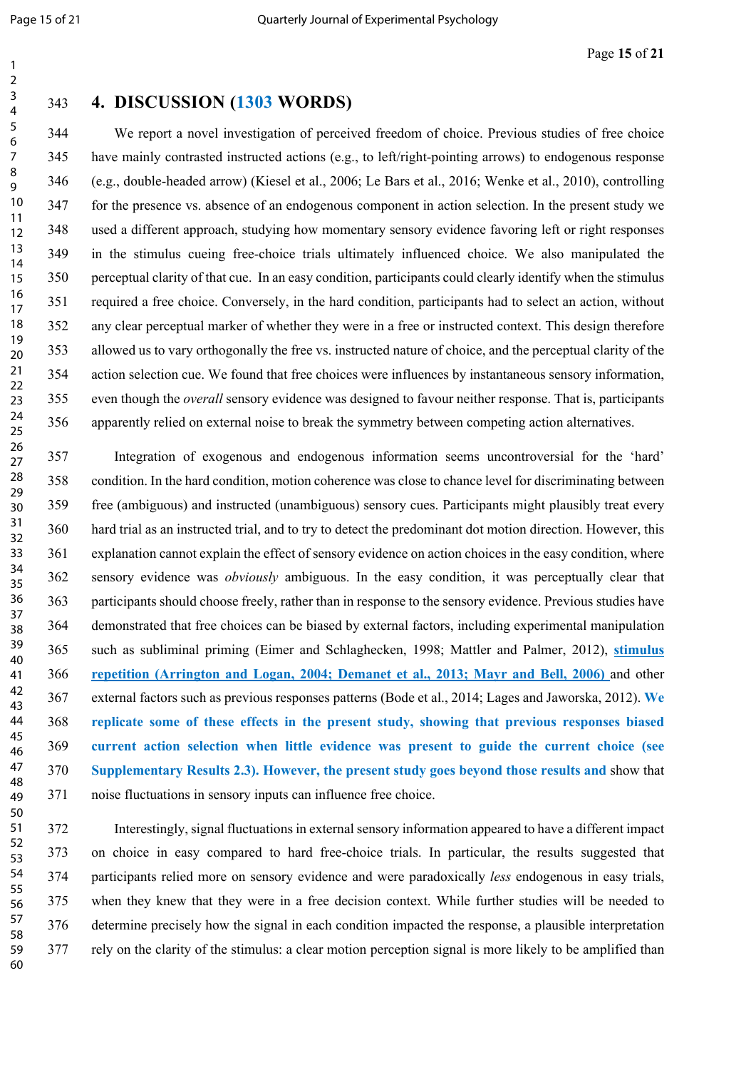## 4. DISCUSSION (1303 WORDS)

We report a novel investigation of perceived freedom of choice. Previous studies of free choice have mainly contrasted instructed actions (e.g., to left/right-pointing arrows) to endogenous response (e.g., double-headed arrow) (Kiesel et al., 2006; Le Bars et al., 2016; Wenke et al., 2010), controlling for the presence vs. absence of an endogenous component in action selection. In the present study we used a different approach, studying how momentary sensory evidence favoring left or right responses in the stimulus cueing free-choice trials ultimately influenced choice. We also manipulated the perceptual clarity of that cue. In an easy condition, participants could clearly identify when the stimulus required a free choice. Conversely, in the hard condition, participants had to select an action, without any clear perceptual marker of whether they were in a free or instructed context. This design therefore allowed us to vary orthogonally the free vs. instructed nature of choice, and the perceptual clarity of the action selection cue. We found that free choices were influences by instantaneous sensory information, even though the *overall* sensory evidence was designed to favour neither response. That is, participants apparently relied on external noise to break the symmetry between competing action alternatives.

Integration of exogenous and endogenous information seems uncontroversial for the 'hard' condition. In the hard condition, motion coherence was close to chance level for discriminating between free (ambiguous) and instructed (unambiguous) sensory cues. Participants might plausibly treat every hard trial as an instructed trial, and to try to detect the predominant dot motion direction. However, this explanation cannot explain the effect of sensory evidence on action choices in the easy condition, where sensory evidence was *obviously* ambiguous. In the easy condition, it was perceptually clear that participants should choose freely, rather than in response to the sensory evidence. Previous studies have demonstrated that free choices can be biased by external factors, including experimental manipulation such as subliminal priming (Eimer and Schlaghecken, 1998; Mattler and Palmer, 2012), **stimulus repetition (Arrington and Logan, 2004; Demanet et al., 2013; Mayr and Bell, 2006)** and other external factors such as previous responses patterns (Bode et al., 2014; Lages and Jaworska, 2012). **We replicate some of these effects in the present study, showing that previous responses biased current action selection when little evidence was present to guide the current choice (see Supplementary Results 2.3). However, the present study goes beyond those results and** show that noise fluctuations in sensory inputs can influence free choice.

Interestingly, signal fluctuations in external sensory information appeared to have a different impact on choice in easy compared to hard free-choice trials. In particular, the results suggested that participants relied more on sensory evidence and were paradoxically *less* endogenous in easy trials, when they knew that they were in a free decision context. While further studies will be needed to determine precisely how the signal in each condition impacted the response, a plausible interpretation rely on the clarity of the stimulus: a clear motion perception signal is more likely to be amplified than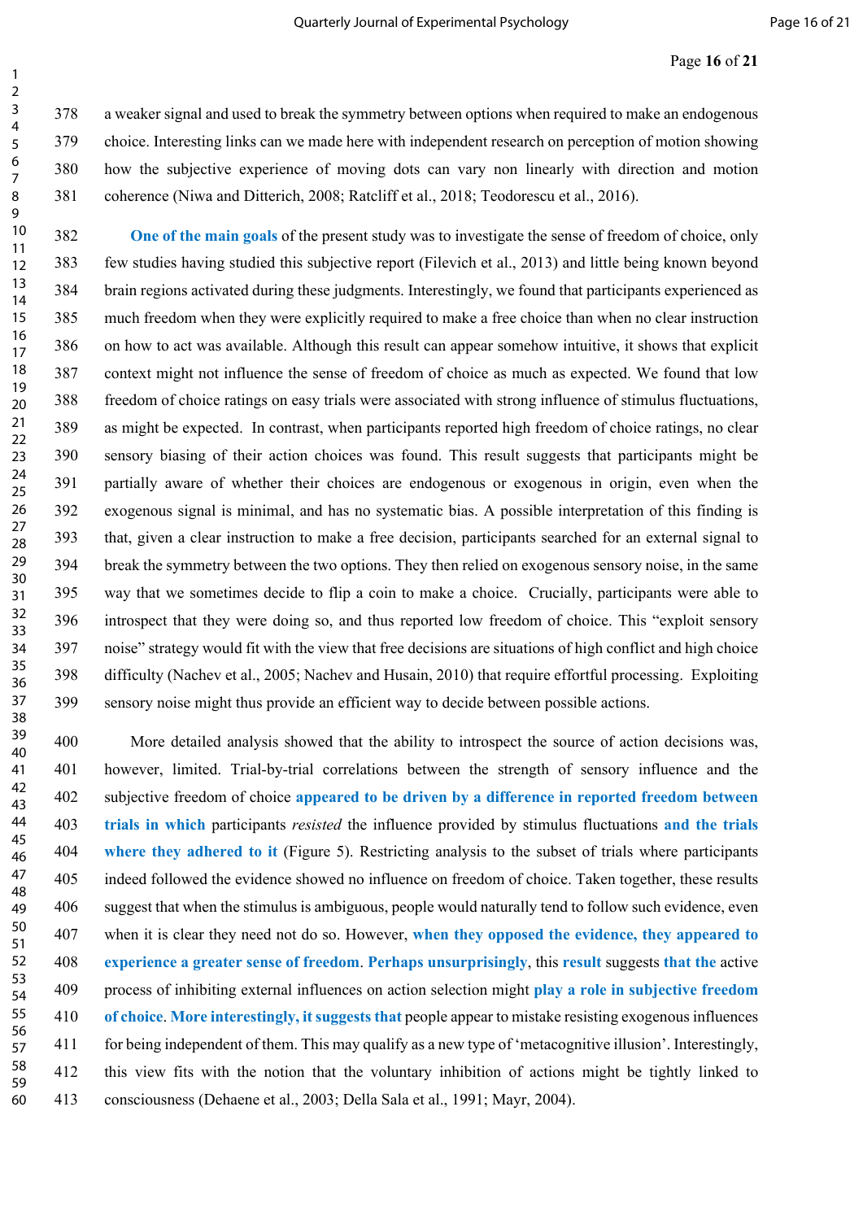a weaker signal and used to break the symmetry between options when required to make an endogenous choice. Interesting links can we made here with independent research on perception of motion showing how the subjective experience of moving dots can vary non linearly with direction and motion coherence (Niwa and Ditterich, 2008; Ratcliff et al., 2018; Teodorescu et al., 2016).

**One of the main goals** of the present study was to investigate the sense of freedom of choice, only few studies having studied this subjective report (Filevich et al., 2013) and little being known beyond brain regions activated during these judgments. Interestingly, we found that participants experienced as much freedom when they were explicitly required to make a free choice than when no clear instruction on how to act was available. Although this result can appear somehow intuitive, it shows that explicit context might not influence the sense of freedom of choice as much as expected. We found that low freedom of choice ratings on easy trials were associated with strong influence of stimulus fluctuations, as might be expected. In contrast, when participants reported high freedom of choice ratings, no clear sensory biasing of their action choices was found. This result suggests that participants might be partially aware of whether their choices are endogenous or exogenous in origin, even when the exogenous signal is minimal, and has no systematic bias. A possible interpretation of this finding is that, given a clear instruction to make a free decision, participants searched for an external signal to break the symmetry between the two options. They then relied on exogenous sensory noise, in the same way that we sometimes decide to flip a coin to make a choice. Crucially, participants were able to introspect that they were doing so, and thus reported low freedom of choice. This "exploit sensory noise" strategy would fit with the view that free decisions are situations of high conflict and high choice difficulty (Nachev et al., 2005; Nachev and Husain, 2010) that require effortful processing. Exploiting sensory noise might thus provide an efficient way to decide between possible actions.

More detailed analysis showed that the ability to introspect the source of action decisions was, however, limited. Trial-by-trial correlations between the strength of sensory influence and the subjective freedom of choice **appeared to be driven by a difference in reported freedom between trials in which** participants *resisted* the influence provided by stimulus fluctuations **and the trials where they adhered to it** (Figure 5). Restricting analysis to the subset of trials where participants indeed followed the evidence showed no influence on freedom of choice. Taken together, these results suggest that when the stimulus is ambiguous, people would naturally tend to follow such evidence, even when it is clear they need not do so. However, **when they opposed the evidence, they appeared to experience a greater sense of freedom**. **Perhaps unsurprisingly**, this **result** suggests **that the** active process of inhibiting external influences on action selection might **play a role in subjective freedom of choice**. **More interestingly, it suggests that** people appear to mistake resisting exogenous influences for being independent of them. This may qualify as a new type of 'metacognitive illusion'. Interestingly, this view fits with the notion that the voluntary inhibition of actions might be tightly linked to consciousness (Dehaene et al., 2003; Della Sala et al., 1991; Mayr, 2004).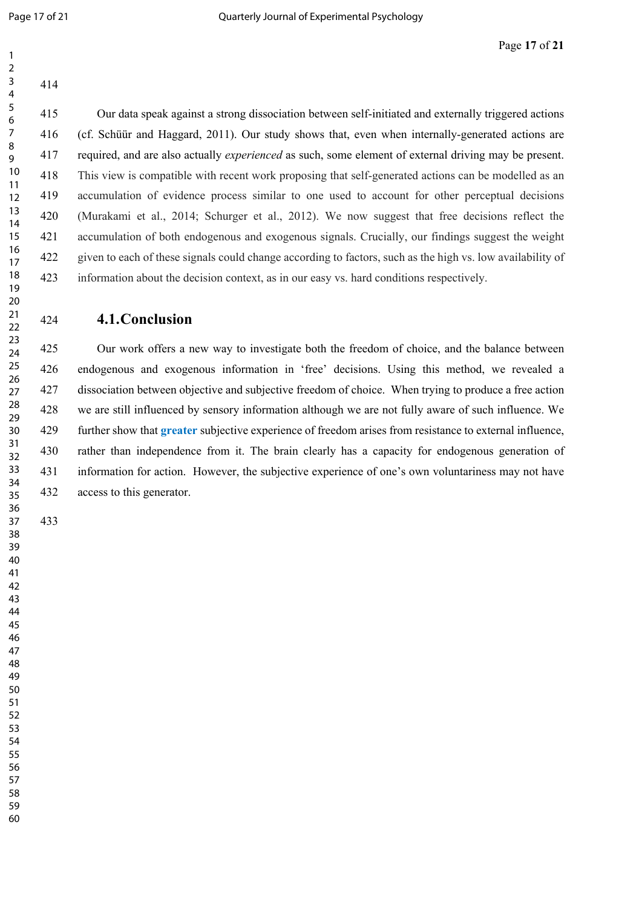Our data speak against a strong dissociation between self-initiated and externally triggered actions (cf. Schüür and Haggard, 2011). Our study shows that, even when internally-generated actions are required, and are also actually *experienced* as such, some element of external driving may be present. This view is compatible with recent work proposing that self-generated actions can be modelled as an accumulation of evidence process similar to one used to account for other perceptual decisions (Murakami et al., 2014; Schurger et al., 2012). We now suggest that free decisions reflect the accumulation of both endogenous and exogenous signals. Crucially, our findings suggest the weight given to each of these signals could change according to factors, such as the high vs. low availability of information about the decision context, as in our easy vs. hard conditions respectively.

## 4.1. Conclusion

Our work offers a new way to investigate both the freedom of choice, and the balance between endogenous and exogenous information in 'free' decisions. Using this method, we revealed a dissociation between objective and subjective freedom of choice. When trying to produce a free action we are still influenced by sensory information although we are not fully aware of such influence. We further show that **greater** subjective experience of freedom arises from resistance to external influence, rather than independence from it. The brain clearly has a capacity for endogenous generation of information for action. However, the subjective experience of one's own voluntariness may not have access to this generator.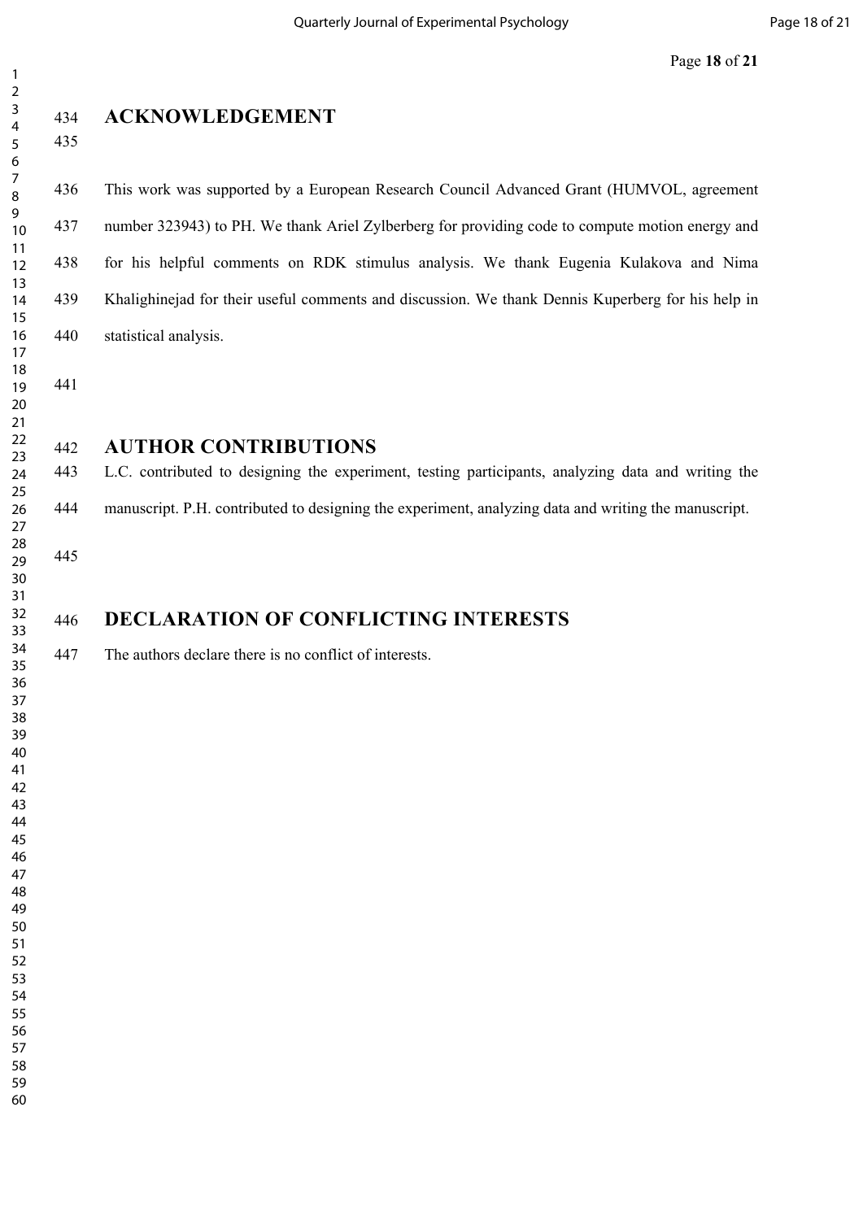# ACKNOWLEDGEMENT

This work was supported by a European Research Council Advanced Grant (HUMVOL, agreement number 323943) to PH. We thank Ariel Zylberberg for providing code to compute motion energy and for his helpful comments on RDK stimulus analysis. We thank Eugenia Kulakova and Nima Khalighinejad for their useful comments and discussion. We thank Dennis Kuperberg for his help in statistical analysis.

# AUTHOR CONTRIBUTIONS

L.C. contributed to designing the experiment, testing participants, analyzing data and writing the manuscript. P.H. contributed to designing the experiment, analyzing data and writing the manuscript.

# DECLARATION OF CONFLICTING INTERESTS

The authors declare there is no conflict of interests.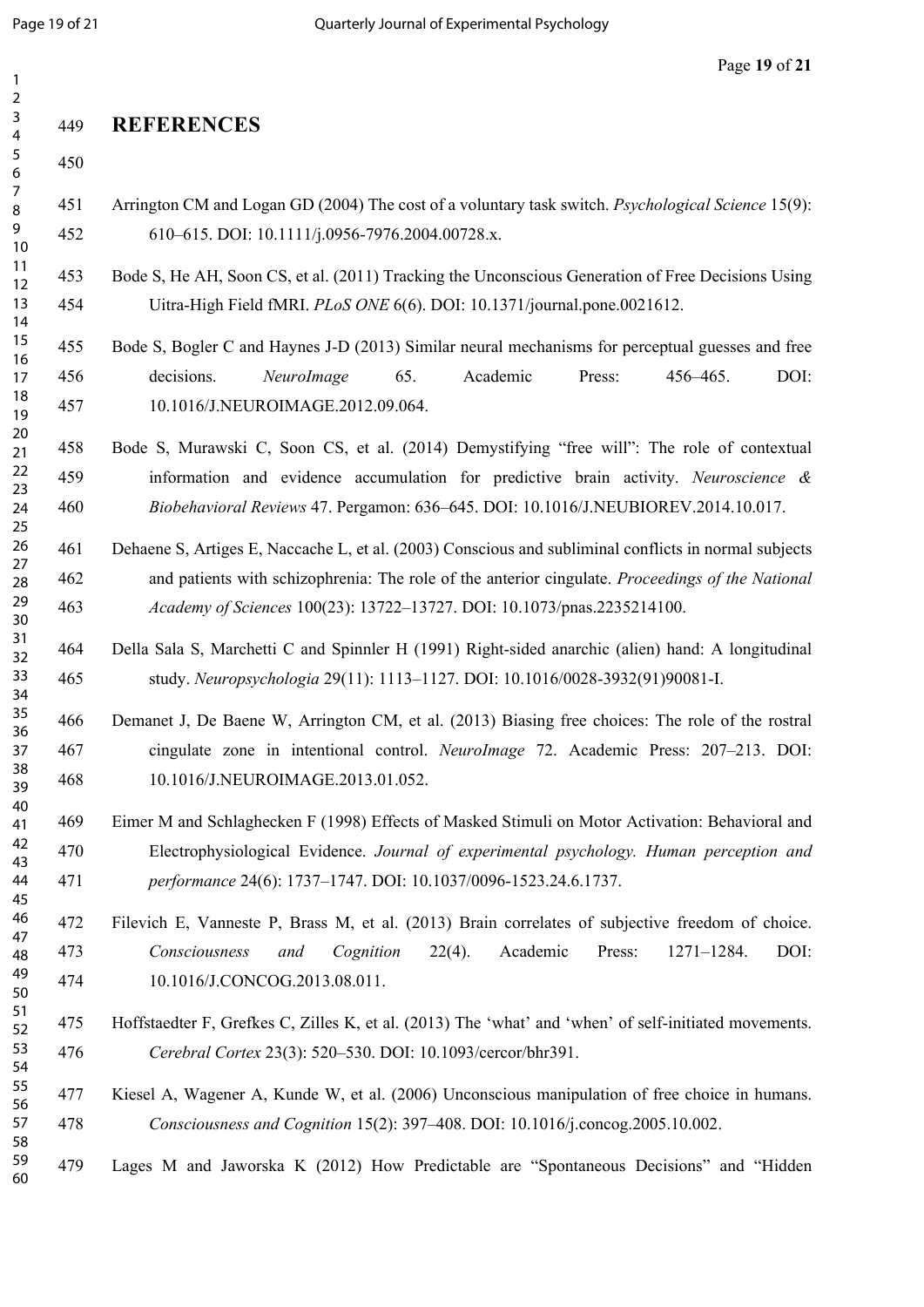# REFERENCES

Arrington CM and Logan GD (2004) The cost of a voluntary task switch. *Psychological Science* 15(9): 610–615. DOI: 10.1111/j.0956-7976.2004.00728.x.

Bode S, He AH, Soon CS, et al. (2011) Tracking the Unconscious Generation of Free Decisions Using Uitra-High Field fMRI. *PLoS ONE* 6(6). DOI: 10.1371/journal.pone.0021612.

Bode S, Bogler C and Haynes J-D (2013) Similar neural mechanisms for perceptual guesses and free decisions. *NeuroImage* 65. Academic Press: 456–465. DOI: 10.1016/J.NEUROIMAGE.2012.09.064.

Bode S, Murawski C, Soon CS, et al. (2014) Demystifying "free will": The role of contextual information and evidence accumulation for predictive brain activity. *Neuroscience & Biobehavioral Reviews* 47. Pergamon: 636–645. DOI: 10.1016/J.NEUBIOREV.2014.10.017.

Dehaene S, Artiges E, Naccache L, et al. (2003) Conscious and subliminal conflicts in normal subjects and patients with schizophrenia: The role of the anterior cingulate. *Proceedings of the National Academy of Sciences* 100(23): 13722–13727. DOI: 10.1073/pnas.2235214100.

Della Sala S, Marchetti C and Spinnler H (1991) Right-sided anarchic (alien) hand: A longitudinal study. *Neuropsychologia* 29(11): 1113–1127. DOI: 10.1016/0028-3932(91)90081-I.

Demanet J, De Baene W, Arrington CM, et al. (2013) Biasing free choices: The role of the rostral cingulate zone in intentional control. *NeuroImage* 72. Academic Press: 207–213. DOI: 10.1016/J.NEUROIMAGE.2013.01.052.

Eimer M and Schlaghecken F (1998) Effects of Masked Stimuli on Motor Activation: Behavioral and Electrophysiological Evidence. *Journal of experimental psychology. Human perception and performance* 24(6): 1737–1747. DOI: 10.1037/0096-1523.24.6.1737.

Filevich E, Vanneste P, Brass M, et al. (2013) Brain correlates of subjective freedom of choice. *Consciousness and Cognition* 22(4). Academic Press: 1271–1284. DOI: 10.1016/J.CONCOG.2013.08.011.

Hoffstaedter F, Grefkes C, Zilles K, et al. (2013) The 'what' and 'when' of self-initiated movements. *Cerebral Cortex* 23(3): 520–530. DOI: 10.1093/cercor/bhr391.

Kiesel A, Wagener A, Kunde W, et al. (2006) Unconscious manipulation of free choice in humans. *Consciousness and Cognition* 15(2): 397–408. DOI: 10.1016/j.concog.2005.10.002.

Lages M and Jaworska K (2012) How Predictable are "Spontaneous Decisions" and "Hidden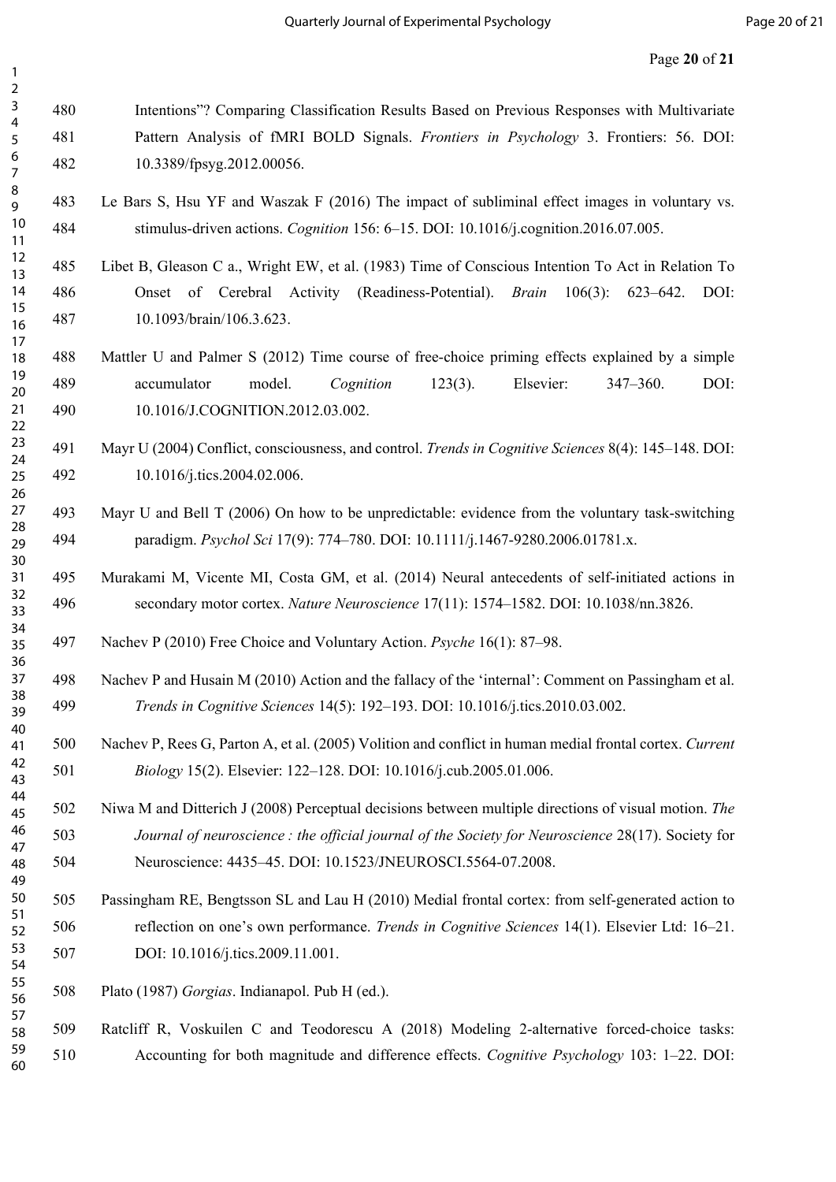Intentions"? Comparing Classification Results Based on Previous Responses with Multivariate Pattern Analysis of fMRI BOLD Signals. *Frontiers in Psychology* 3. Frontiers: 56. DOI: 10.3389/fpsyg.2012.00056.

Le Bars S, Hsu YF and Waszak F (2016) The impact of subliminal effect images in voluntary vs. stimulus-driven actions. *Cognition* 156: 6–15. DOI: 10.1016/j.cognition.2016.07.005.

Libet B, Gleason C a., Wright EW, et al. (1983) Time of Conscious Intention To Act in Relation To Onset of Cerebral Activity (Readiness-Potential). *Brain* 106(3): 623–642. DOI: 10.1093/brain/106.3.623.

Mattler U and Palmer S (2012) Time course of free-choice priming effects explained by a simple accumulator model. *Cognition* 123(3). Elsevier: 347–360. DOI: 10.1016/J.COGNITION.2012.03.002.

Mayr U (2004) Conflict, consciousness, and control. *Trends in Cognitive Sciences* 8(4): 145–148. DOI: 10.1016/j.tics.2004.02.006.

Mayr U and Bell T (2006) On how to be unpredictable: evidence from the voluntary task-switching paradigm. *Psychol Sci* 17(9): 774–780. DOI: 10.1111/j.1467-9280.2006.01781.x.

Murakami M, Vicente MI, Costa GM, et al. (2014) Neural antecedents of self-initiated actions in secondary motor cortex. *Nature Neuroscience* 17(11): 1574–1582. DOI: 10.1038/nn.3826.

Nachev P (2010) Free Choice and Voluntary Action. *Psyche* 16(1): 87–98.

Nachev P and Husain M (2010) Action and the fallacy of the 'internal': Comment on Passingham et al. *Trends in Cognitive Sciences* 14(5): 192–193. DOI: 10.1016/j.tics.2010.03.002.

Nachev P, Rees G, Parton A, et al. (2005) Volition and conflict in human medial frontal cortex. *Current Biology* 15(2). Elsevier: 122–128. DOI: 10.1016/j.cub.2005.01.006.

Niwa M and Ditterich J (2008) Perceptual decisions between multiple directions of visual motion. *The Journal of neuroscience : the official journal of the Society for Neuroscience* 28(17). Society for Neuroscience: 4435–45. DOI: 10.1523/JNEUROSCI.5564-07.2008.

Passingham RE, Bengtsson SL and Lau H (2010) Medial frontal cortex: from self-generated action to reflection on one's own performance. *Trends in Cognitive Sciences* 14(1). Elsevier Ltd: 16–21. DOI: 10.1016/j.tics.2009.11.001.

Plato (1987) *Gorgias*. Indianapol. Pub H (ed.).

Ratcliff R, Voskuilen C and Teodorescu A (2018) Modeling 2-alternative forced-choice tasks: Accounting for both magnitude and difference effects. *Cognitive Psychology* 103: 1–22. DOI: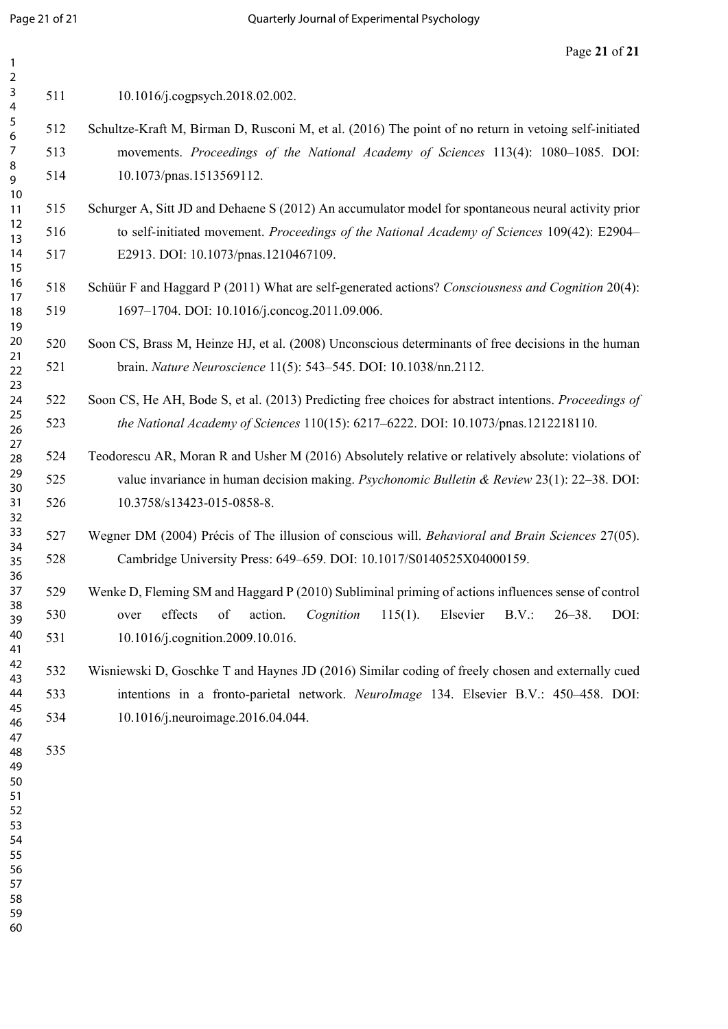10.1016/j.cogpsych.2018.02.002.

Schultze-Kraft M, Birman D, Rusconi M, et al. (2016) The point of no return in vetoing self-initiated movements. *Proceedings of the National Academy of Sciences* 113(4): 1080–1085. DOI: 10.1073/pnas.1513569112.

Schurger A, Sitt JD and Dehaene S (2012) An accumulator model for spontaneous neural activity prior to self-initiated movement. *Proceedings of the National Academy of Sciences* 109(42): E2904–E2913. DOI: 10.1073/pnas.1210467109.

Schüür F and Haggard P (2011) What are self-generated actions? *Consciousness and Cognition* 20(4): 1697–1704. DOI: 10.1016/j.concog.2011.09.006.

Soon CS, Brass M, Heinze HJ, et al. (2008) Unconscious determinants of free decisions in the human brain. *Nature Neuroscience* 11(5): 543–545. DOI: 10.1038/nn.2112.

Soon CS, He AH, Bode S, et al. (2013) Predicting free choices for abstract intentions. *Proceedings of the National Academy of Sciences* 110(15): 6217–6222. DOI: 10.1073/pnas.1212218110.

Teodorescu AR, Moran R and Usher M (2016) Absolutely relative or relatively absolute: violations of value invariance in human decision making. *Psychonomic Bulletin & Review* 23(1): 22–38. DOI: 10.3758/s13423-015-0858-8.

Wegner DM (2004) Précis of The illusion of conscious will. *Behavioral and Brain Sciences* 27(05). Cambridge University Press: 649–659. DOI: 10.1017/S0140525X04000159.

Wenke D, Fleming SM and Haggard P (2010) Subliminal priming of actions influences sense of control over effects of action. *Cognition* 115(1). Elsevier B.V.: 26–38. DOI: 10.1016/j.cognition.2009.10.016.

Wisniewski D, Goschke T and Haynes JD (2016) Similar coding of freely chosen and externally cued intentions in a fronto-parietal network. *NeuroImage* 134. Elsevier B.V.: 450–458. DOI: 10.1016/j.neuroimage.2016.04.044.